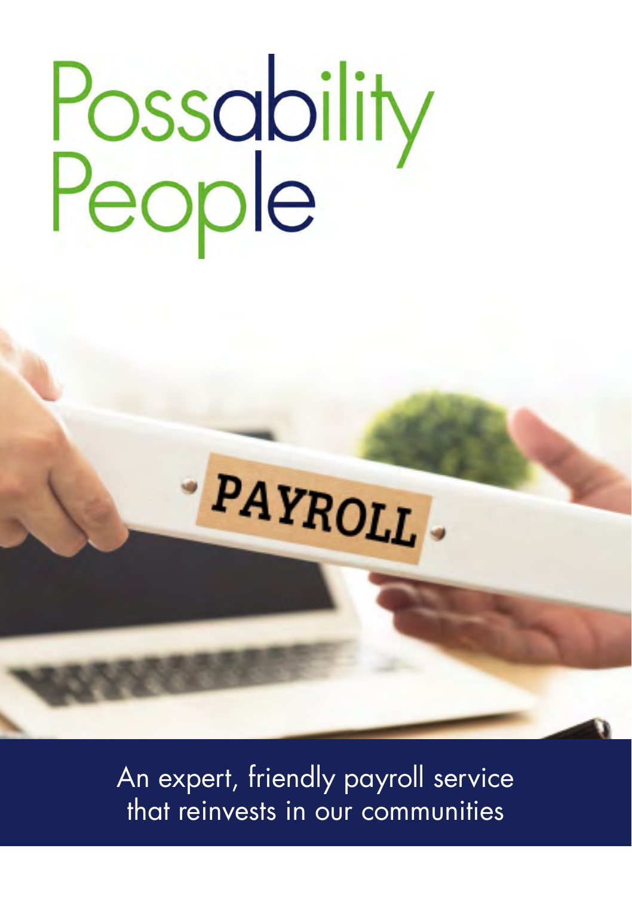# Possability People

PAYROLL

An expert, friendly payroll service that reinvests in our communities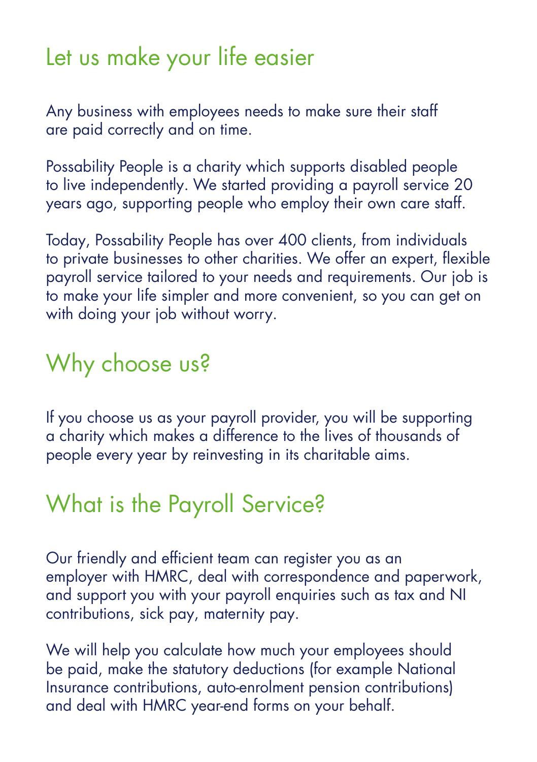## Let us make your life easier

Any business with employees needs to make sure their staff are paid correctly and on time.

Possability People is a charity which supports disabled people to live independently. We started providing a payroll service 20 years ago, supporting people who employ their own care staff.

Today, Possability People has over 400 clients, from individuals to private businesses to other charities. We offer an expert, flexible payroll service tailored to your needs and requirements. Our job is to make your life simpler and more convenient, so you can get on with doing your job without worry.

## Why choose us?

If you choose us as your payroll provider, you will be supporting a charity which makes a difference to the lives of thousands of people every year by reinvesting in its charitable aims.

## What is the Payroll Service?

Our friendly and efficient team can register you as an employer with HMRC, deal with correspondence and paperwork, and support you with your payroll enquiries such as tax and NI contributions, sick pay, maternity pay.

We will help you calculate how much your employees should be paid, make the statutory deductions (for example National Insurance contributions, auto-enrolment pension contributions) and deal with HMRC year-end forms on your behalf.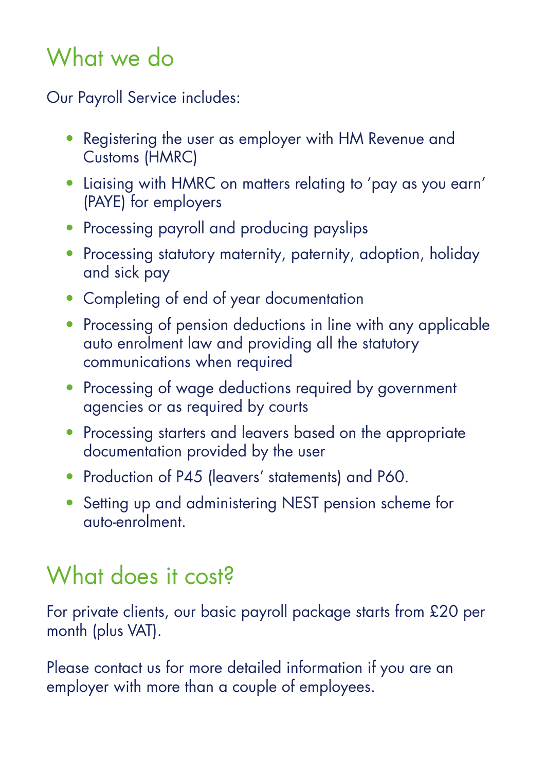## What we do

Our Payroll Service includes:

- Registering the user as employer with HM Revenue and Customs (HMRC)
- Liaising with HMRC on matters relating to 'pay as you earn' (PAYE) for employers
- Processing payroll and producing payslips
- Processing statutory maternity, paternity, adoption, holiday and sick pay
- Completing of end of year documentation
- Processing of pension deductions in line with any applicable auto enrolment law and providing all the statutory communications when required
- Processing of wage deductions required by government agencies or as required by courts
- Processing starters and leavers based on the appropriate documentation provided by the user
- Production of P45 (leavers' statements) and P60.
- Setting up and administering NEST pension scheme for auto-enrolment.

## What does it cost?

For private clients, our basic payroll package starts from £20 per month (plus VAT).

Please contact us for more detailed information if you are an employer with more than a couple of employees.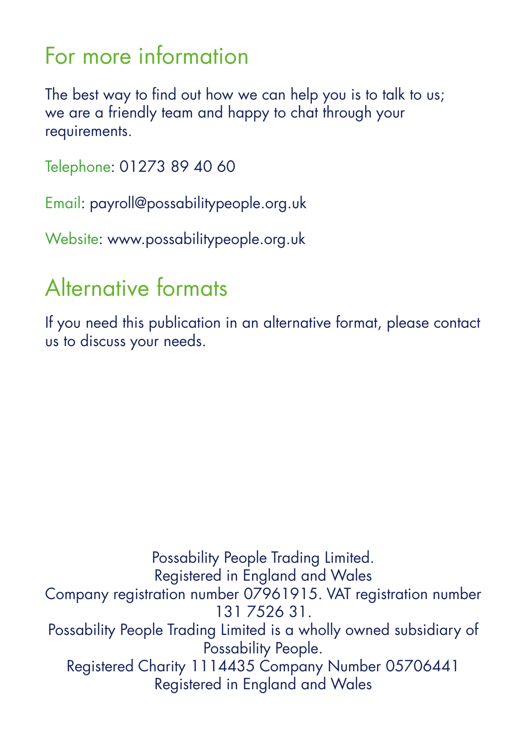## For more information

The best way to find out how we can help you is to talk to us; we are a friendly team and happy to chat through your requirements.

Telephone: 01273 89 40 60

Email: payroll@possabilitypeople.org.uk

Website: www.possabilitypeople.org.uk

## Alternative formats

If you need this publication in an alternative format, please contact us to discuss your needs.

Possability People Trading Limited.
Registered in England and Wales
Company registration number 07961915. VAT registration number 131 7526 31.
Possability People Trading Limited is a wholly owned subsidiary of Possability People.
Registered Charity 1114435 Company Number 05706441
Registered in England and Wales